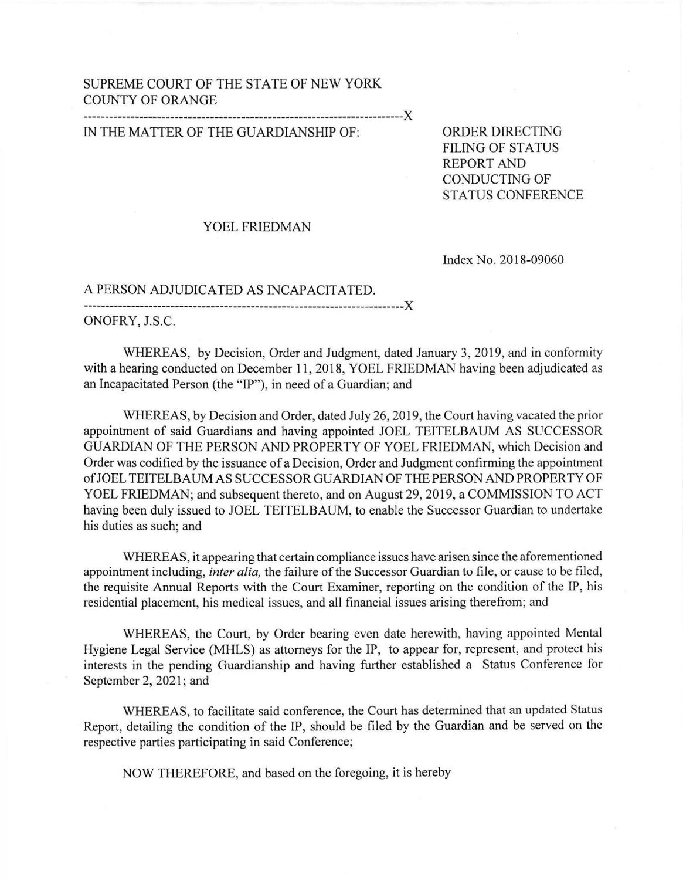SUPREME COURT OF THE STATE OF NEW YORK
COUNTY OF ORANGE

---------------------------------------------------------------------------X

IN THE MATTER OF THE GUARDIANSHIP OF:

YOEL FRIEDMAN

A PERSON ADJUDICATED AS INCAPACITATED.

---------------------------------------------------------------------------X

**ORDER DIRECTING FILING OF STATUS REPORT AND CONDUCTING OF STATUS CONFERENCE**

Index No. 2018-09060

ONOFRY, J.S.C.

WHEREAS, by Decision, Order and Judgment, dated January 3, 2019, and in conformity with a hearing conducted on December 11, 2018, YOEL FRIEDMAN having been adjudicated as an Incapacitated Person (the "IP"), in need of a Guardian; and

WHEREAS, by Decision and Order, dated July 26, 2019, the Court having vacated the prior appointment of said Guardians and having appointed JOEL TEITELBAUM AS SUCCESSOR GUARDIAN OF THE PERSON AND PROPERTY OF YOEL FRIEDMAN, which Decision and Order was codified by the issuance of a Decision, Order and Judgment confirming the appointment of JOEL TEITELBAUM AS SUCCESSOR GUARDIAN OF THE PERSON AND PROPERTY OF YOEL FRIEDMAN; and subsequent thereto, and on August 29, 2019, a COMMISSION TO ACT having been duly issued to JOEL TEITELBAUM, to enable the Successor Guardian to undertake his duties as such; and

WHEREAS, it appearing that certain compliance issues have arisen since the aforementioned appointment including, *inter alia,* the failure of the Successor Guardian to file, or cause to be filed, the requisite Annual Reports with the Court Examiner, reporting on the condition of the IP, his residential placement, his medical issues, and all financial issues arising therefrom; and

WHEREAS, the Court, by Order bearing even date herewith, having appointed Mental Hygiene Legal Service (MHLS) as attorneys for the IP, to appear for, represent, and protect his interests in the pending Guardianship and having further established a Status Conference for September 2, 2021; and

WHEREAS, to facilitate said conference, the Court has determined that an updated Status Report, detailing the condition of the IP, should be filed by the Guardian and be served on the respective parties participating in said Conference;

NOW THEREFORE, and based on the foregoing, it is hereby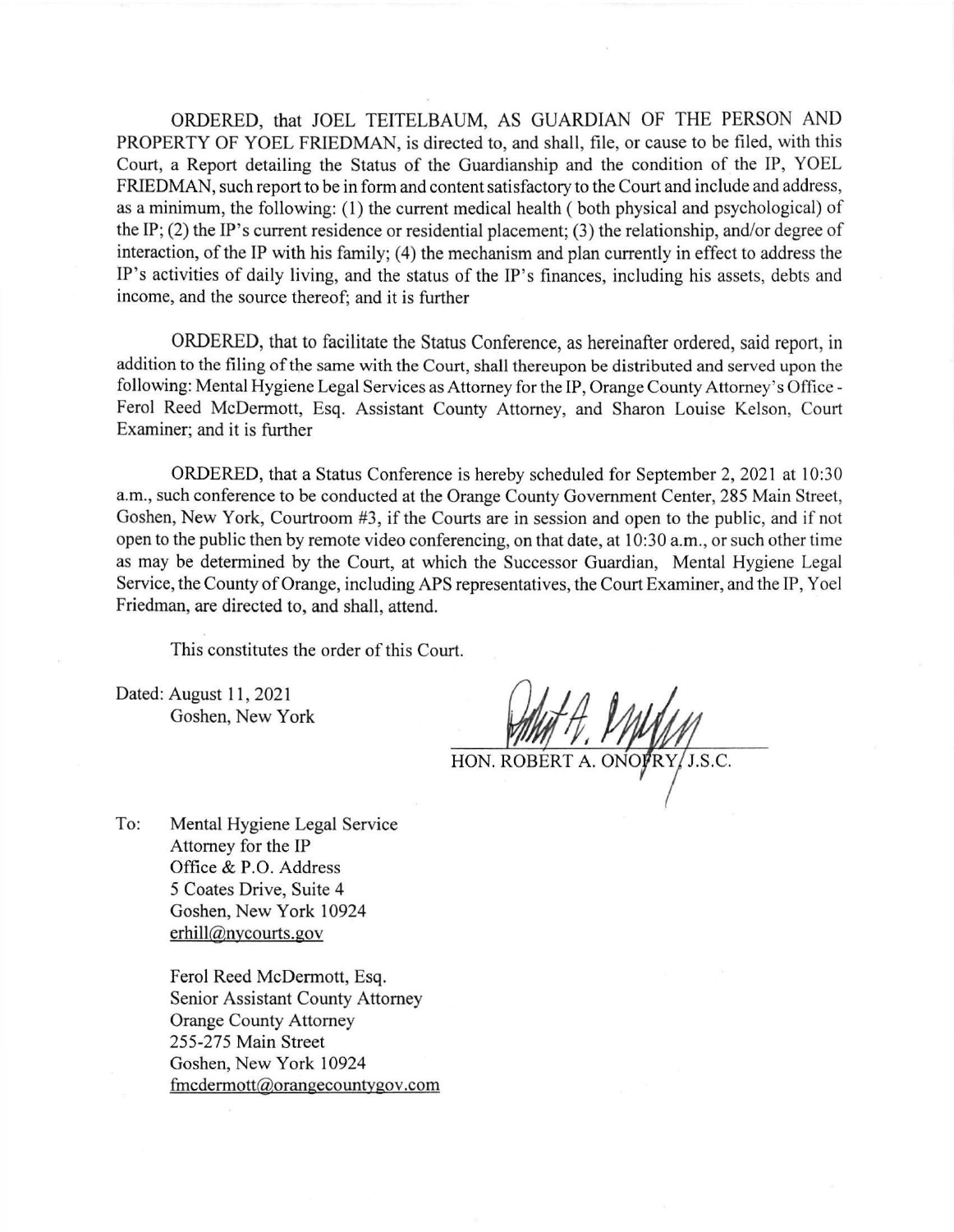ORDERED, that JOEL TEITELBAUM, AS GUARDIAN OF THE PERSON AND PROPERTY OF YOEL FRIEDMAN, is directed to, and shall, file, or cause to be filed, with this Court, a Report detailing the Status of the Guardianship and the condition of the IP, YOEL FRIEDMAN, such report to be in form and content satisfactory to the Court and include and address, as a minimum, the following: (1) the current medical health ( both physical and psychological) of the IP; (2) the IP's current residence or residential placement; (3) the relationship, and/or degree of interaction, of the IP with his family; (4) the mechanism and plan currently in effect to address the IP's activities of daily living, and the status of the IP's finances, including his assets, debts and income, and the source thereof; and it is further

ORDERED, that to facilitate the Status Conference, as hereinafter ordered, said report, in addition to the filing of the same with the Court, shall thereupon be distributed and served upon the following: Mental Hygiene Legal Services as Attorney for the IP, Orange County Attorney's Office - Ferol Reed McDermott, Esq. Assistant County Attorney, and Sharon Louise Kelson, Court Examiner; and it is further

ORDERED, that a Status Conference is hereby scheduled for September 2, 2021 at 10:30 a.m., such conference to be conducted at the Orange County Government Center, 285 Main Street, Goshen, New York, Courtroom #3, if the Courts are in session and open to the public, and if not open to the public then by remote video conferencing, on that date, at 10:30 a.m., or such other time as may be determined by the Court, at which the Successor Guardian, Mental Hygiene Legal Service, the County of Orange, including APS representatives, the Court Examiner, and the IP, Yoel Friedman, are directed to, and shall, attend.

This constitutes the order of this Court.

Dated: August 11, 2021
Goshen, New York

HON. ROBERT A. ONOFRY, J.S.C.

To: Mental Hygiene Legal Service
Attorney for the IP
Office & P.O. Address
5 Coates Drive, Suite 4
Goshen, New York 10924
erhill@nycourts.gov

Ferol Reed McDermott, Esq.
Senior Assistant County Attorney
Orange County Attorney
255-275 Main Street
Goshen, New York 10924
fmcdermott@orangecountygov.com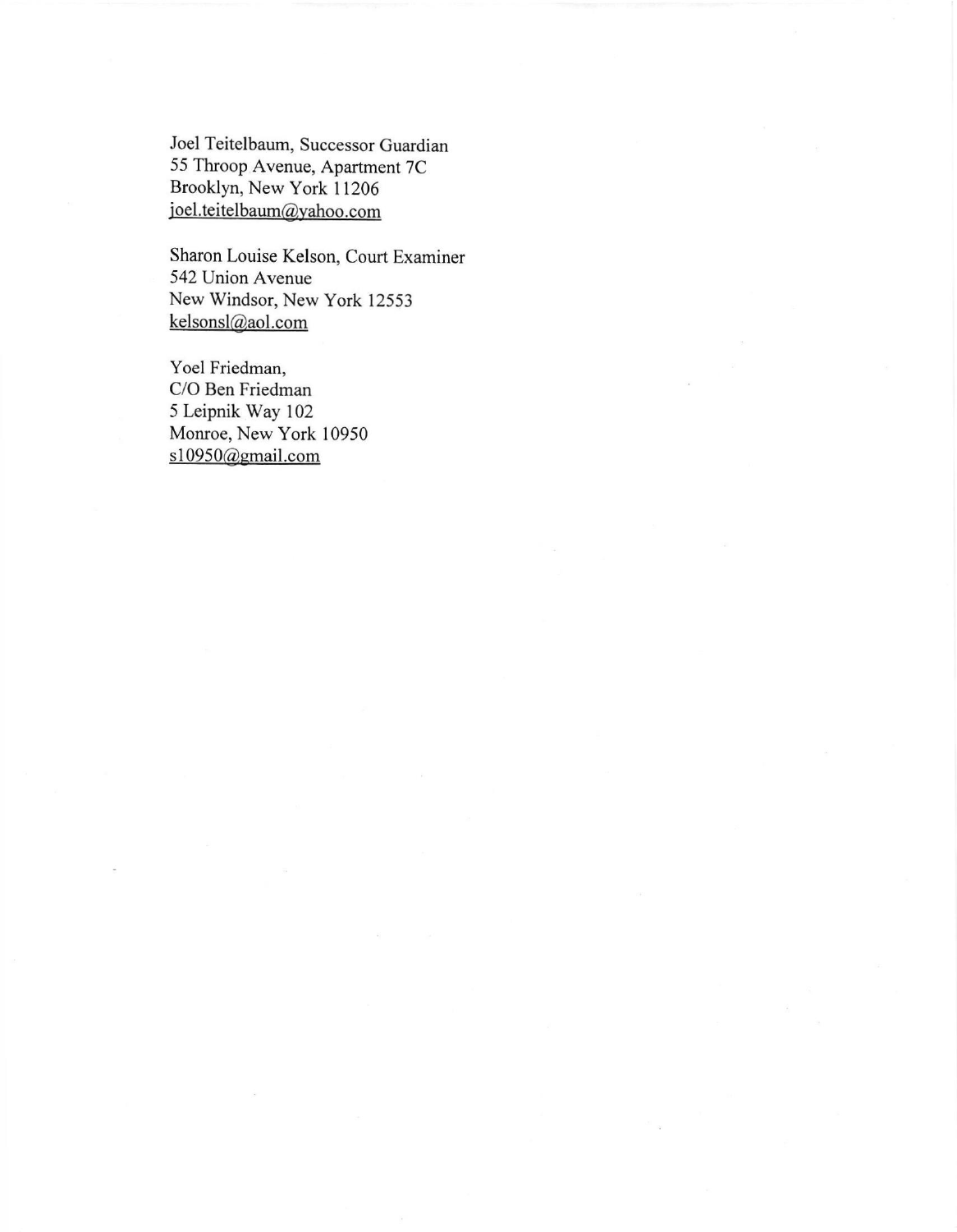Joel Teitelbaum, Successor Guardian
55 Throop Avenue, Apartment 7C
Brooklyn, New York 11206
joel.teitelbaum@yahoo.com

Sharon Louise Kelson, Court Examiner
542 Union Avenue
New Windsor, New York 12553
kelsonsl@aol.com

Yoel Friedman,
C/O Ben Friedman
5 Leipnik Way 102
Monroe, New York 10950
s10950@gmail.com